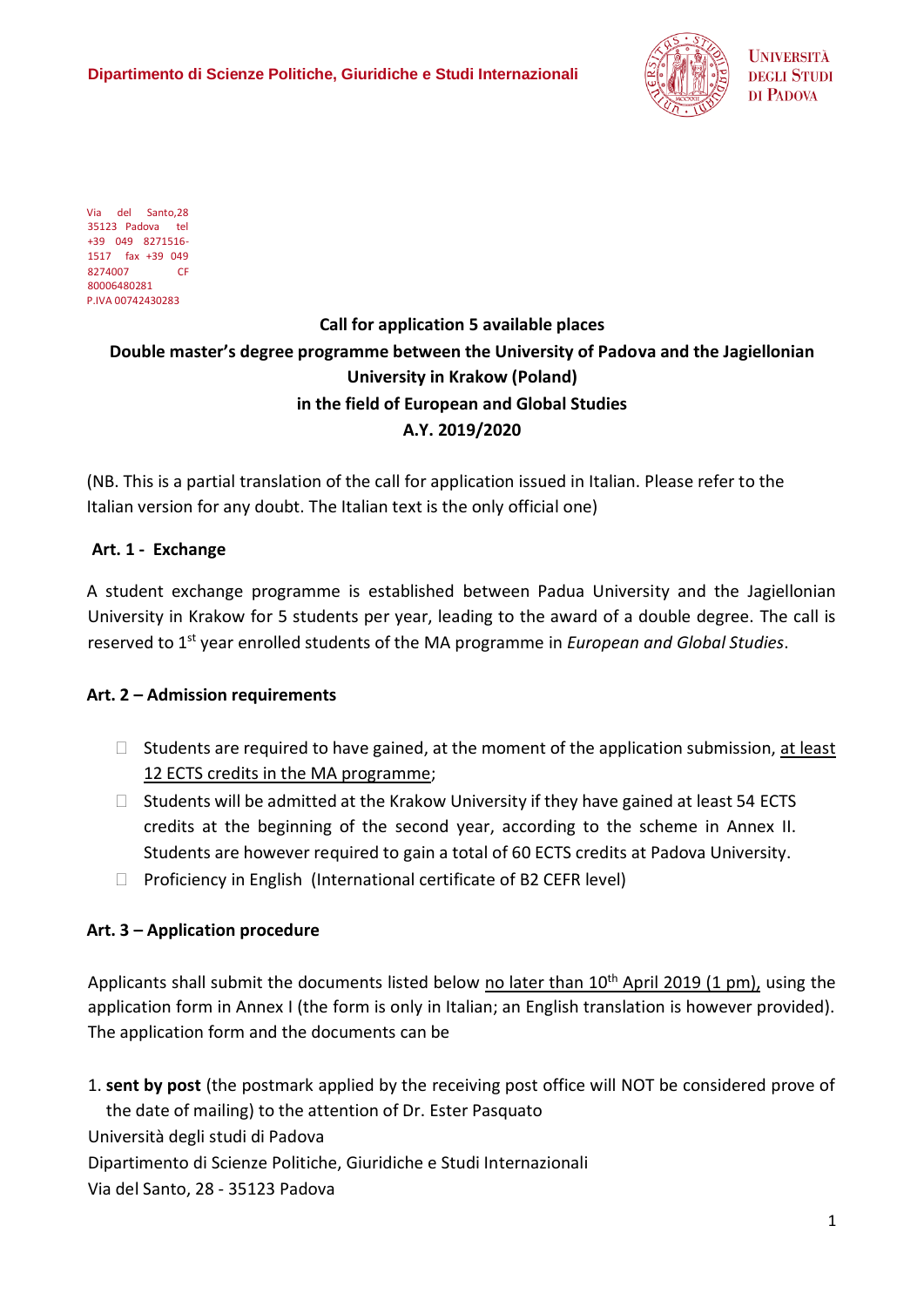Dipartimento di Scienze Politiche, Giuridiche e Studi Internazionali

Università degli Studi di Padova

Via del Santo,28 35123 Padova tel +39 049 8271516-1517 fax +39 049 8274007 CF 80006480281 P.IVA 00742430283

**Call for application 5 available places**

**Double master's degree programme between the University of Padova and the Jagiellonian University in Krakow (Poland)**

**in the field of European and Global Studies**

**A.Y. 2019/2020**

(NB. This is a partial translation of the call for application issued in Italian. Please refer to the Italian version for any doubt. The Italian text is the only official one)

**Art. 1 - Exchange**

A student exchange programme is established between Padua University and the Jagiellonian University in Krakow for 5 students per year, leading to the award of a double degree. The call is reserved to 1st year enrolled students of the MA programme in *European and Global Studies*.

**Art. 2 – Admission requirements**

- Students are required to have gained, at the moment of the application submission, at least 12 ECTS credits in the MA programme;
- Students will be admitted at the Krakow University if they have gained at least 54 ECTS credits at the beginning of the second year, according to the scheme in Annex II. Students are however required to gain a total of 60 ECTS credits at Padova University.
- Proficiency in English (International certificate of B2 CEFR level)

**Art. 3 – Application procedure**

Applicants shall submit the documents listed below no later than 10th April 2019 (1 pm), using the application form in Annex I (the form is only in Italian; an English translation is however provided). The application form and the documents can be

1. **sent by post** (the postmark applied by the receiving post office will NOT be considered prove of the date of mailing) to the attention of Dr. Ester Pasquato

Università degli studi di Padova

Dipartimento di Scienze Politiche, Giuridiche e Studi Internazionali

Via del Santo, 28 - 35123 Padova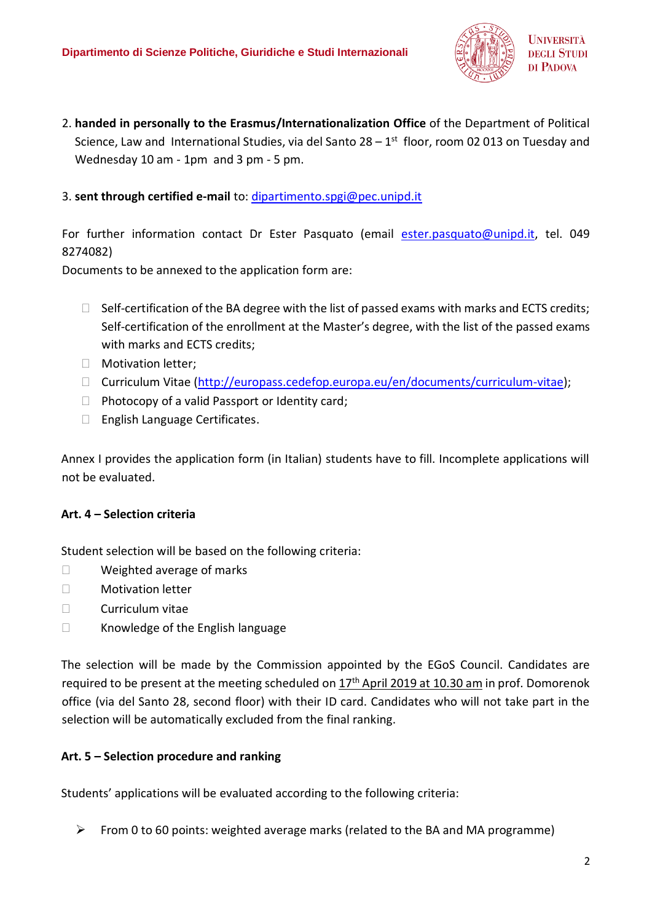2. **handed in personally to the Erasmus/Internationalization Office** of the Department of Political Science, Law and International Studies, via del Santo 28 – 1st floor, room 02 013 on Tuesday and Wednesday 10 am - 1pm and 3 pm - 5 pm.

3. **sent through certified e-mail** to: dipartimento.spgi@pec.unipd.it

For further information contact Dr Ester Pasquato (email ester.pasquato@unipd.it, tel. 049 8274082)

Documents to be annexed to the application form are:

- Self-certification of the BA degree with the list of passed exams with marks and ECTS credits; Self-certification of the enrollment at the Master's degree, with the list of the passed exams with marks and ECTS credits;
- Motivation letter;
- Curriculum Vitae (http://europass.cedefop.europa.eu/en/documents/curriculum-vitae);
- Photocopy of a valid Passport or Identity card;
- English Language Certificates.

Annex I provides the application form (in Italian) students have to fill. Incomplete applications will not be evaluated.

**Art. 4 – Selection criteria**

Student selection will be based on the following criteria:

- Weighted average of marks
- Motivation letter
- Curriculum vitae
- Knowledge of the English language

The selection will be made by the Commission appointed by the EGoS Council. Candidates are required to be present at the meeting scheduled on 17th April 2019 at 10.30 am in prof. Domorenok office (via del Santo 28, second floor) with their ID card. Candidates who will not take part in the selection will be automatically excluded from the final ranking.

**Art. 5 – Selection procedure and ranking**

Students' applications will be evaluated according to the following criteria:

- From 0 to 60 points: weighted average marks (related to the BA and MA programme)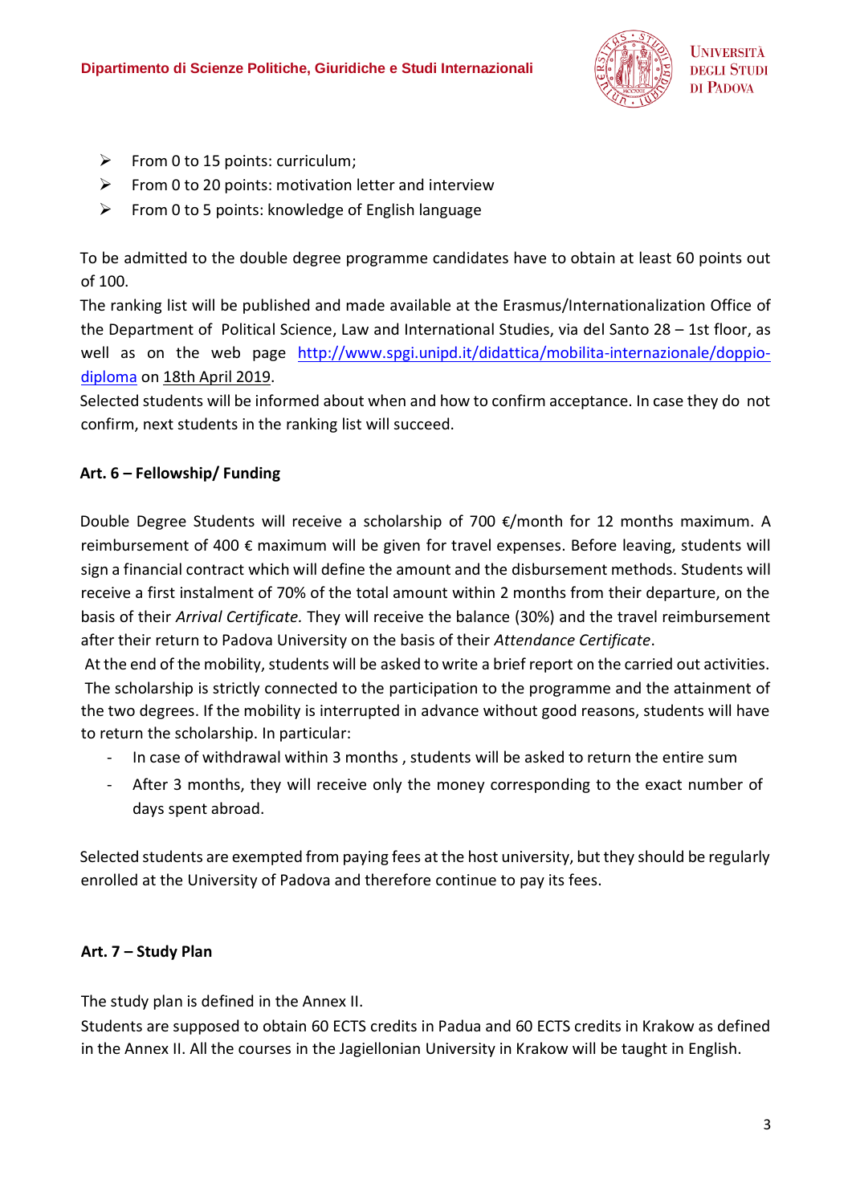- From 0 to 15 points: curriculum;
- From 0 to 20 points: motivation letter and interview
- From 0 to 5 points: knowledge of English language

To be admitted to the double degree programme candidates have to obtain at least 60 points out of 100.

The ranking list will be published and made available at the Erasmus/Internationalization Office of the Department of Political Science, Law and International Studies, via del Santo 28 – 1st floor, as well as on the web page http://www.spgi.unipd.it/didattica/mobilita-internazionale/doppio-diploma on 18th April 2019.

Selected students will be informed about when and how to confirm acceptance. In case they do not confirm, next students in the ranking list will succeed.

**Art. 6 – Fellowship/ Funding**

Double Degree Students will receive a scholarship of 700 €/month for 12 months maximum. A reimbursement of 400 € maximum will be given for travel expenses. Before leaving, students will sign a financial contract which will define the amount and the disbursement methods. Students will receive a first instalment of 70% of the total amount within 2 months from their departure, on the basis of their *Arrival Certificate.* They will receive the balance (30%) and the travel reimbursement after their return to Padova University on the basis of their *Attendance Certificate*.

At the end of the mobility, students will be asked to write a brief report on the carried out activities.

The scholarship is strictly connected to the participation to the programme and the attainment of the two degrees. If the mobility is interrupted in advance without good reasons, students will have to return the scholarship. In particular:

- In case of withdrawal within 3 months , students will be asked to return the entire sum
- After 3 months, they will receive only the money corresponding to the exact number of days spent abroad.

Selected students are exempted from paying fees at the host university, but they should be regularly enrolled at the University of Padova and therefore continue to pay its fees.

**Art. 7 – Study Plan**

The study plan is defined in the Annex II.

Students are supposed to obtain 60 ECTS credits in Padua and 60 ECTS credits in Krakow as defined in the Annex II. All the courses in the Jagiellonian University in Krakow will be taught in English.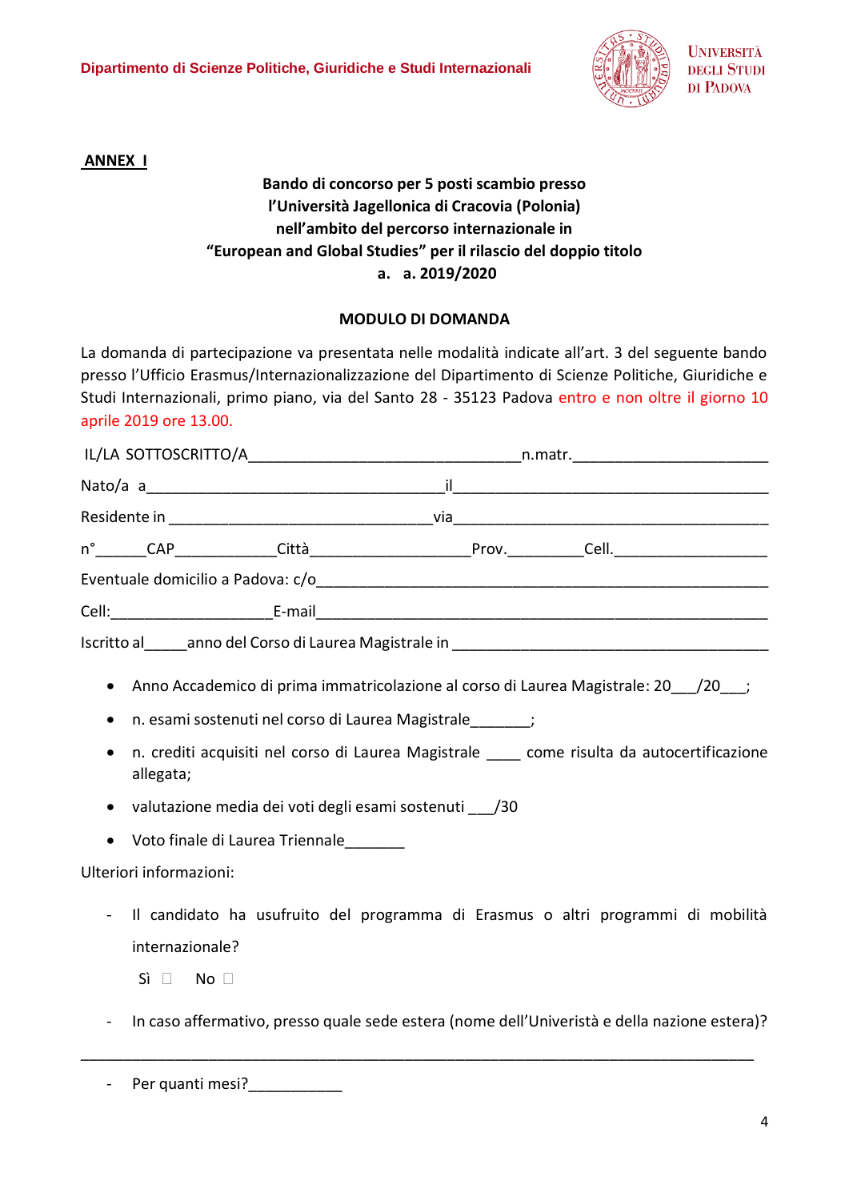**ANNEX I**

**Bando di concorso per 5 posti scambio presso l'Università Jagellonica di Cracovia (Polonia) nell'ambito del percorso internazionale in "European and Global Studies" per il rilascio del doppio titolo**

**a. a. 2019/2020**

**MODULO DI DOMANDA**

La domanda di partecipazione va presentata nelle modalità indicate all'art. 3 del seguente bando presso l'Ufficio Erasmus/Internazionalizzazione del Dipartimento di Scienze Politiche, Giuridiche e Studi Internazionali, primo piano, via del Santo 28 - 35123 Padova entro e non oltre il giorno 10 aprile 2019 ore 13.00.

IL/LA SOTTOSCRITTO/A_______________________________n.matr.______________________

Nato/a a__________________________________il____________________________________

Residente in ______________________________via____________________________________

n°______CAP____________Città___________________Prov._________Cell._________________

Eventuale domicilio a Padova: c/o____________________________________________________

Cell:___________________E-mail____________________________________________________

Iscritto al_____anno del Corso di Laurea Magistrale in ____________________________________

- Anno Accademico di prima immatricolazione al corso di Laurea Magistrale: 20___/20___;
- n. esami sostenuti nel corso di Laurea Magistrale_______;
- n. crediti acquisiti nel corso di Laurea Magistrale ____ come risulta da autocertificazione allegata;
- valutazione media dei voti degli esami sostenuti ___/30
- Voto finale di Laurea Triennale_______

Ulteriori informazioni:

- Il candidato ha usufruito del programma di Erasmus o altri programmi di mobilità internazionale?

  Sì ☐ No ☐

- In caso affermativo, presso quale sede estera (nome dell'Univeristà e della nazione estera)?

______________________________________________________________________________

- Per quanti mesi?___________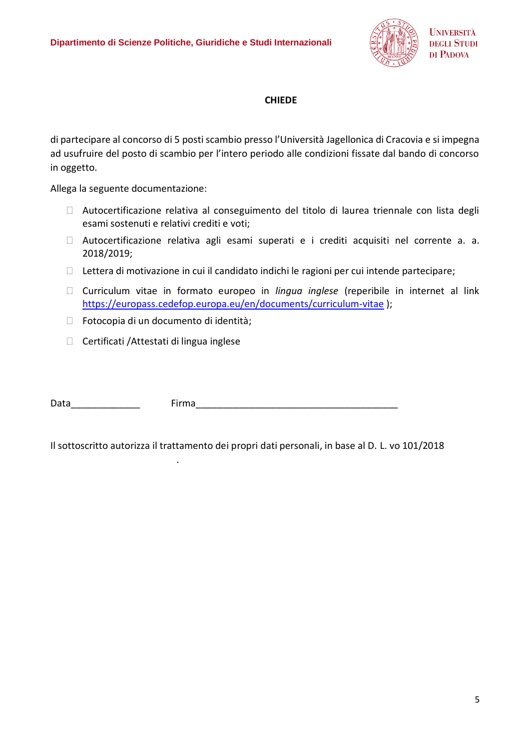**CHIEDE**

di partecipare al concorso di 5 posti scambio presso l'Università Jagellonica di Cracovia e si impegna ad usufruire del posto di scambio per l'intero periodo alle condizioni fissate dal bando di concorso in oggetto.

Allega la seguente documentazione:

- ☐ Autocertificazione relativa al conseguimento del titolo di laurea triennale con lista degli esami sostenuti e relativi crediti e voti;
- ☐ Autocertificazione relativa agli esami superati e i crediti acquisiti nel corrente a. a. 2018/2019;
- ☐ Lettera di motivazione in cui il candidato indichi le ragioni per cui intende partecipare;
- ☐ Curriculum vitae in formato europeo in *lingua inglese* (reperibile in internet al link https://europass.cedefop.europa.eu/en/documents/curriculum-vitae );
- ☐ Fotocopia di un documento di identità;
- ☐ Certificati /Attestati di lingua inglese

Data_____________ Firma_______________________________________

Il sottoscritto autorizza il trattamento dei propri dati personali, in base al D. L. vo 101/2018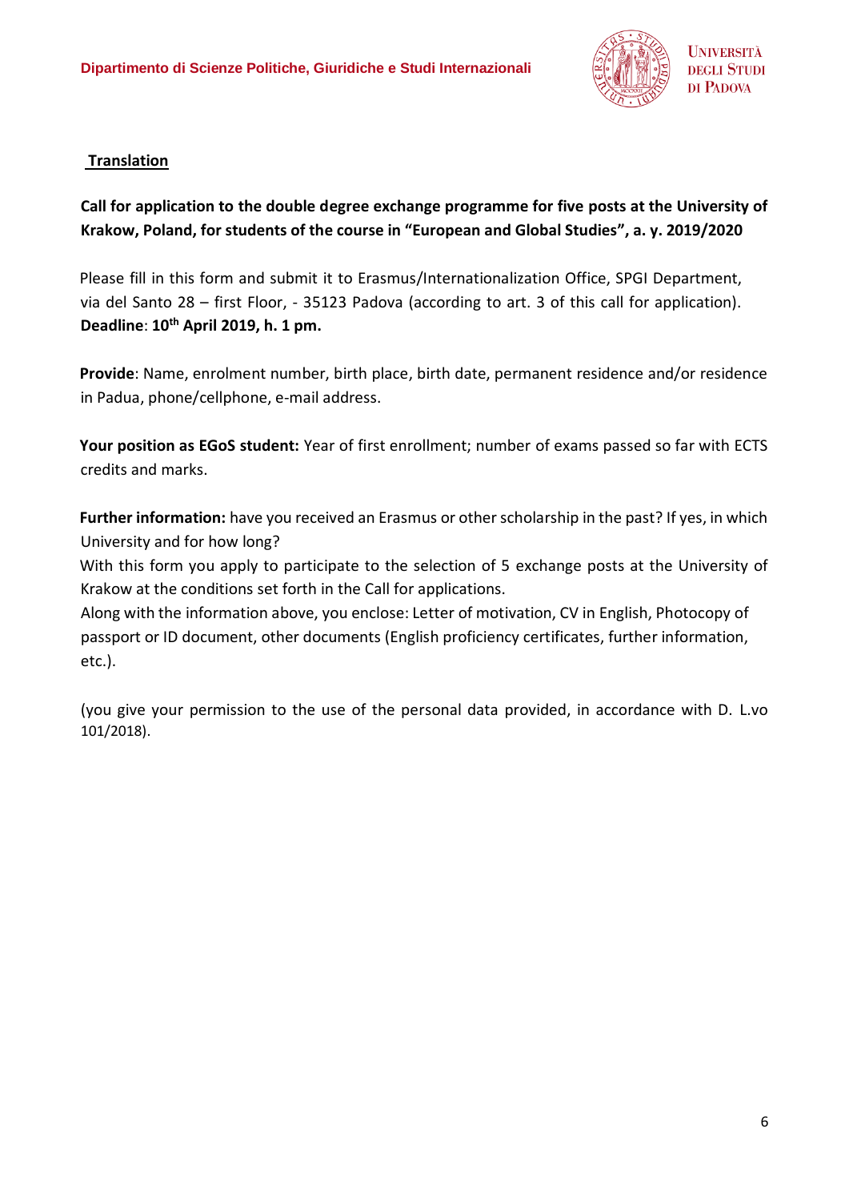**Translation**

**Call for application to the double degree exchange programme for five posts at the University of Krakow, Poland, for students of the course in "European and Global Studies", a. y. 2019/2020**

Please fill in this form and submit it to Erasmus/Internationalization Office, SPGI Department, via del Santo 28 – first Floor, - 35123 Padova (according to art. 3 of this call for application). **Deadline**: **10th April 2019, h. 1 pm.**

**Provide**: Name, enrolment number, birth place, birth date, permanent residence and/or residence in Padua, phone/cellphone, e-mail address.

**Your position as EGoS student:** Year of first enrollment; number of exams passed so far with ECTS credits and marks.

**Further information:** have you received an Erasmus or other scholarship in the past? If yes, in which University and for how long?

With this form you apply to participate to the selection of 5 exchange posts at the University of Krakow at the conditions set forth in the Call for applications.

Along with the information above, you enclose: Letter of motivation, CV in English, Photocopy of passport or ID document, other documents (English proficiency certificates, further information, etc.).

(you give your permission to the use of the personal data provided, in accordance with D. L.vo 101/2018).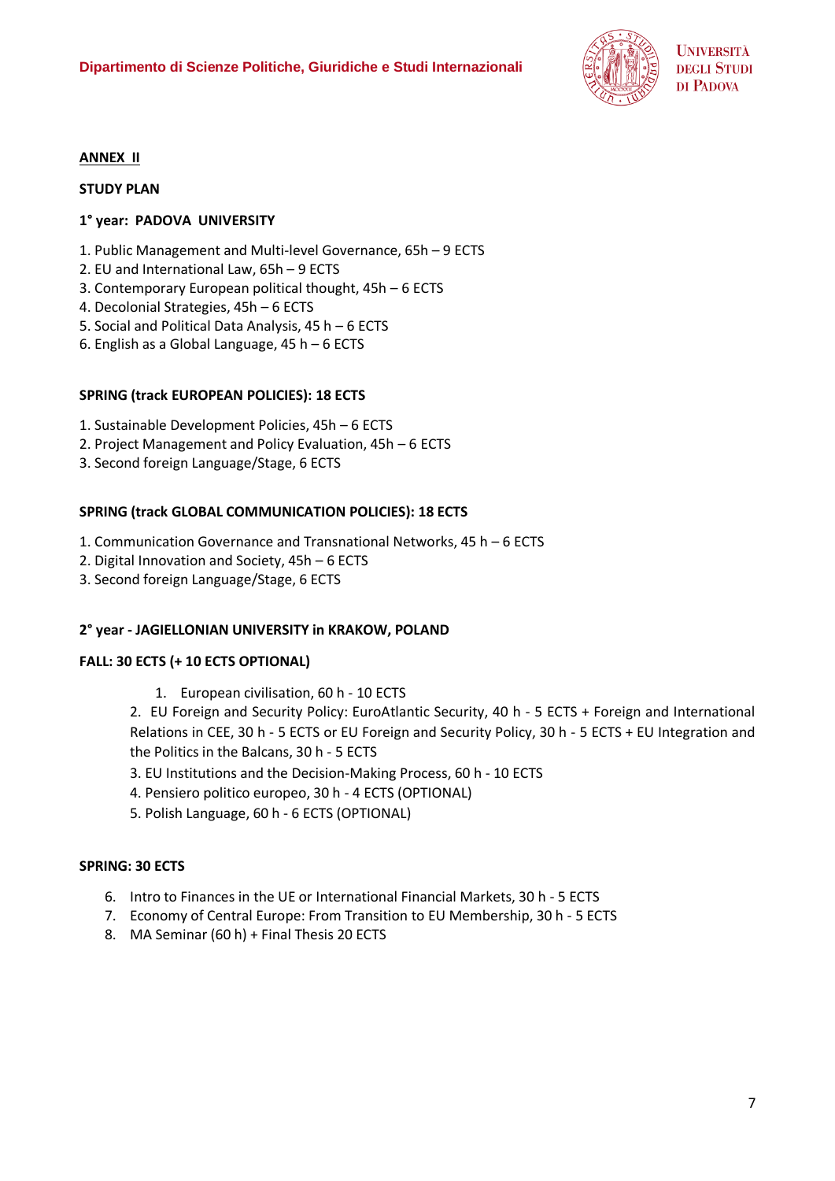**ANNEX II**

**STUDY PLAN**

**1° year: PADOVA UNIVERSITY**

1. Public Management and Multi-level Governance, 65h – 9 ECTS
2. EU and International Law, 65h – 9 ECTS
3. Contemporary European political thought, 45h – 6 ECTS
4. Decolonial Strategies, 45h – 6 ECTS
5. Social and Political Data Analysis, 45 h – 6 ECTS
6. English as a Global Language, 45 h – 6 ECTS

**SPRING (track EUROPEAN POLICIES): 18 ECTS**

1. Sustainable Development Policies, 45h – 6 ECTS
2. Project Management and Policy Evaluation, 45h – 6 ECTS
3. Second foreign Language/Stage, 6 ECTS

**SPRING (track GLOBAL COMMUNICATION POLICIES): 18 ECTS**

1. Communication Governance and Transnational Networks, 45 h – 6 ECTS
2. Digital Innovation and Society, 45h – 6 ECTS
3. Second foreign Language/Stage, 6 ECTS

**2° year - JAGIELLONIAN UNIVERSITY in KRAKOW, POLAND**

**FALL: 30 ECTS (+ 10 ECTS OPTIONAL)**

1. European civilisation, 60 h - 10 ECTS
2. EU Foreign and Security Policy: EuroAtlantic Security, 40 h - 5 ECTS + Foreign and International Relations in CEE, 30 h - 5 ECTS or EU Foreign and Security Policy, 30 h - 5 ECTS + EU Integration and the Politics in the Balcans, 30 h - 5 ECTS
3. EU Institutions and the Decision-Making Process, 60 h - 10 ECTS
4. Pensiero politico europeo, 30 h - 4 ECTS (OPTIONAL)
5. Polish Language, 60 h - 6 ECTS (OPTIONAL)

**SPRING: 30 ECTS**

6. Intro to Finances in the UE or International Financial Markets, 30 h - 5 ECTS
7. Economy of Central Europe: From Transition to EU Membership, 30 h - 5 ECTS
8. MA Seminar (60 h) + Final Thesis 20 ECTS